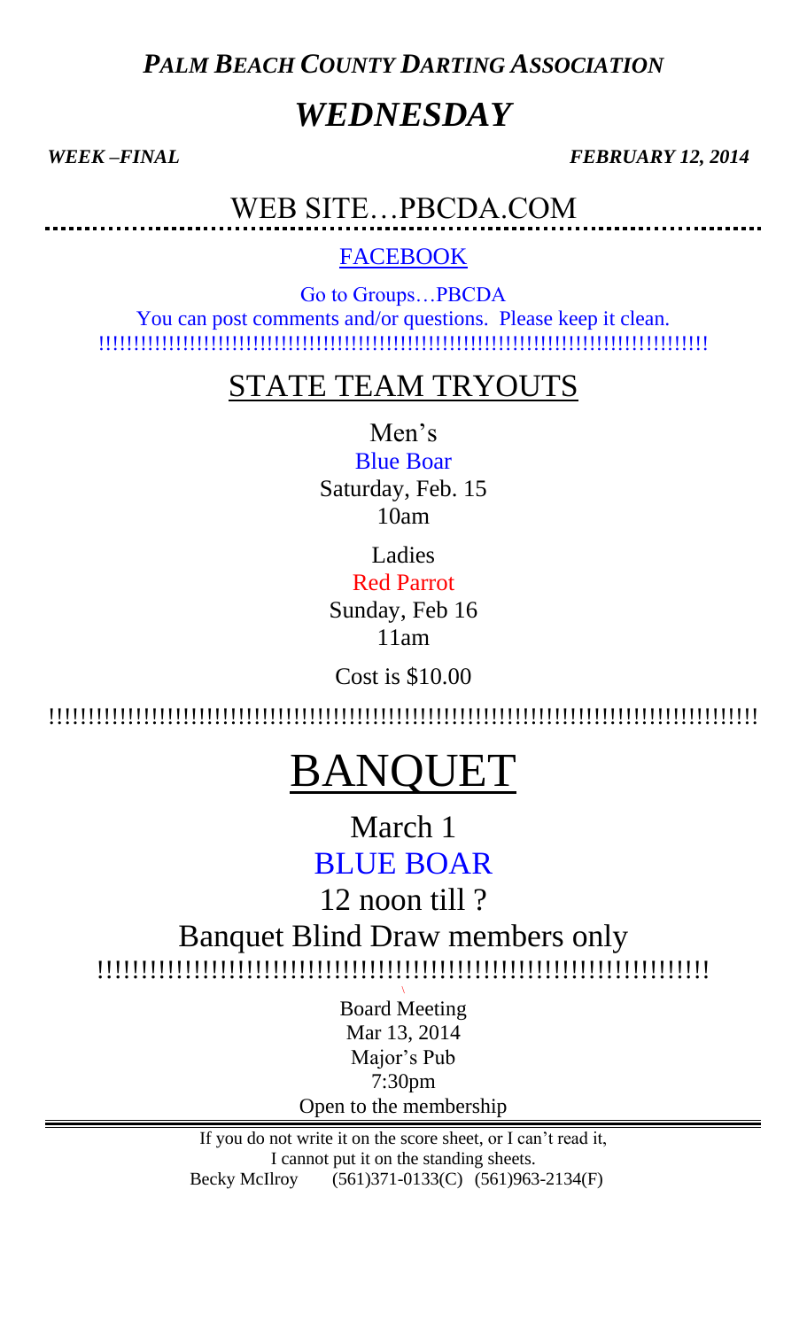***PALM BEACH COUNTY DARTING ASSOCIATION***

# *WEDNESDAY*

***WEEK –FINAL*** ***FEBRUARY 12, 2014***

## WEB SITE…PBCDA.COM

FACEBOOK

Go to Groups…PBCDA

You can post comments and/or questions. Please keep it clean.

!!!!!!!!!!!!!!!!!!!!!!!!!!!!!!!!!!!!!!!!!!!!!!!!!!!!!!!!!!!!!!!!!!!!!!!!!!!!!!!!!!!!!!!!!

## STATE TEAM TRYOUTS

Men's

Blue Boar

Saturday, Feb. 15

10am

Ladies

Red Parrot

Sunday, Feb 16

11am

Cost is $10.00

!!!!!!!!!!!!!!!!!!!!!!!!!!!!!!!!!!!!!!!!!!!!!!!!!!!!!!!!!!!!!!!!!!!!!!!!!!!!!!!!!!!!!!!!!!!!!

# BANQUET

March 1

BLUE BOAR

12 noon till ?

Banquet Blind Draw members only

!!!!!!!!!!!!!!!!!!!!!!!!!!!!!!!!!!!!!!!!!!!!!!!!!!!!!!!!!!!!!!!!!!!!!!!!!!

Board Meeting

Mar 13, 2014

Major's Pub

7:30pm

Open to the membership

---

If you do not write it on the score sheet, or I can't read it,
I cannot put it on the standing sheets.
Becky McIlroy (561)371-0133(C) (561)963-2134(F)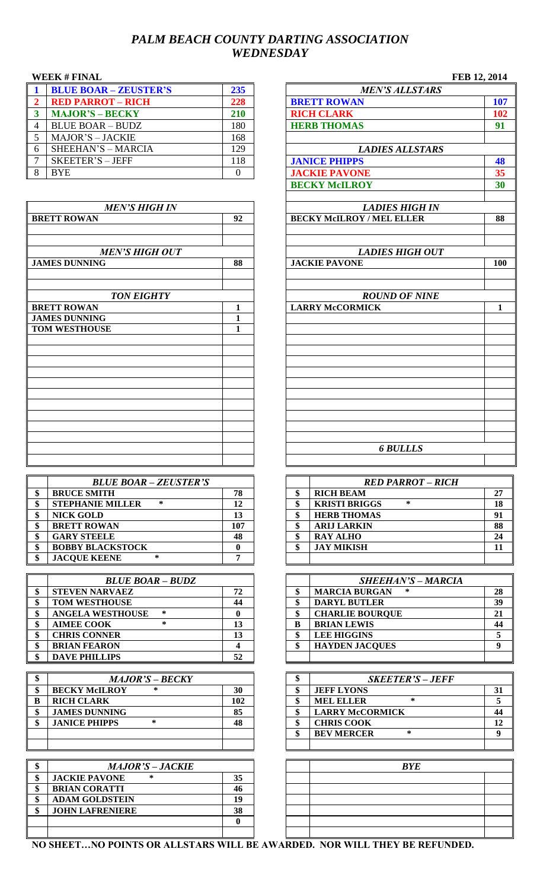# *PALM BEACH COUNTY DARTING ASSOCIATION*
# *WEDNESDAY*

**WEEK # FINAL** **FEB 12, 2014**

| | | |
|---|---|---|
| 1 | **BLUE BOAR – ZEUSTER'S** | 235 |
| 2 | **RED PARROT – RICH** | 228 |
| 3 | **MAJOR'S – BECKY** | 210 |
| 4 | BLUE BOAR – BUDZ | 180 |
| 5 | MAJOR'S – JACKIE | 168 |
| 6 | SHEEHAN'S – MARCIA | 129 |
| 7 | SKEETER'S – JEFF | 118 |
| 8 | BYE | 0 |

| *MEN'S ALLSTARS* | |
|---|---|
| **BRETT ROWAN** | **107** |
| **RICH CLARK** | **102** |
| **HERB THOMAS** | **91** |

| *LADIES ALLSTARS* | |
|---|---|
| **JANICE PHIPPS** | **48** |
| **JACKIE PAVONE** | **35** |
| **BECKY McILROY** | **30** |

| *MEN'S HIGH IN* | |
|---|---|
| **BRETT ROWAN** | **92** |

| *MEN'S HIGH OUT* | |
|---|---|
| **JAMES DUNNING** | **88** |

| *TON EIGHTY* | |
|---|---|
| **BRETT ROWAN** | **1** |
| **JAMES DUNNING** | **1** |
| **TOM WESTHOUSE** | **1** |

| *LADIES HIGH IN* | |
|---|---|
| **BECKY McILROY / MEL ELLER** | **88** |

| *LADIES HIGH OUT* | |
|---|---|
| **JACKIE PAVONE** | **100** |

| *ROUND OF NINE* | |
|---|---|
| **LARRY McCORMICK** | **1** |

| *6 BULLLS* | |
|---|---|
| | |

| | *BLUE BOAR – ZEUSTER'S* | |
|---|---|---|
| $ | **BRUCE SMITH** | **78** |
| $ | **STEPHANIE MILLER** * | **12** |
| $ | **NICK GOLD** | **13** |
| $ | **BRETT ROWAN** | **107** |
| $ | **GARY STEELE** | **48** |
| $ | **BOBBY BLACKSTOCK** | **0** |
| $ | **JACQUE KEENE** * | **7** |

| | *RED PARROT – RICH* | |
|---|---|---|
| $ | **RICH BEAM** | **27** |
| $ | **KRISTI BRIGGS** * | **18** |
| $ | **HERB THOMAS** | **91** |
| $ | **ARIJ LARKIN** | **88** |
| $ | **RAY ALHO** | **24** |
| $ | **JAY MIKISH** | **11** |

| | *BLUE BOAR – BUDZ* | |
|---|---|---|
| $ | **STEVEN NARVAEZ** | **72** |
| $ | **TOM WESTHOUSE** | **44** |
| $ | **ANGELA WESTHOUSE** * | **0** |
| $ | **AIMEE COOK** * | **13** |
| $ | **CHRIS CONNER** | **13** |
| $ | **BRIAN FEARON** | **4** |
| $ | **DAVE PHILLIPS** | **52** |

| | *SHEEHAN'S – MARCIA* | |
|---|---|---|
| $ | **MARCIA BURGAN** * | **28** |
| $ | **DARYL BUTLER** | **39** |
| $ | **CHARLIE BOURQUE** | **21** |
| B | **BRIAN LEWIS** | **44** |
| $ | **LEE HIGGINS** | **5** |
| $ | **HAYDEN JACQUES** | **9** |

| $ | *MAJOR'S – BECKY* | |
|---|---|---|
| $ | **BECKY McILROY** * | **30** |
| B | **RICH CLARK** | **102** |
| $ | **JAMES DUNNING** | **85** |
| $ | **JANICE PHIPPS** * | **48** |

| $ | *SKEETER'S – JEFF* | |
|---|---|---|
| $ | **JEFF LYONS** | **31** |
| $ | **MEL ELLER** * | **5** |
| $ | **LARRY McCORMICK** | **44** |
| $ | **CHRIS COOK** | **12** |
| $ | **BEV MERCER** * | **9** |

| $ | *MAJOR'S – JACKIE* | |
|---|---|---|
| $ | **JACKIE PAVONE** * | **35** |
| $ | **BRIAN CORATTI** | **46** |
| $ | **ADAM GOLDSTEIN** | **19** |
| $ | **JOHN LAFRENIERE** | **38** |
| | | **0** |

| | *BYE* | |
|---|---|---|
| | | |

**NO SHEET…NO POINTS OR ALLSTARS WILL BE AWARDED. NOR WILL THEY BE REFUNDED.**